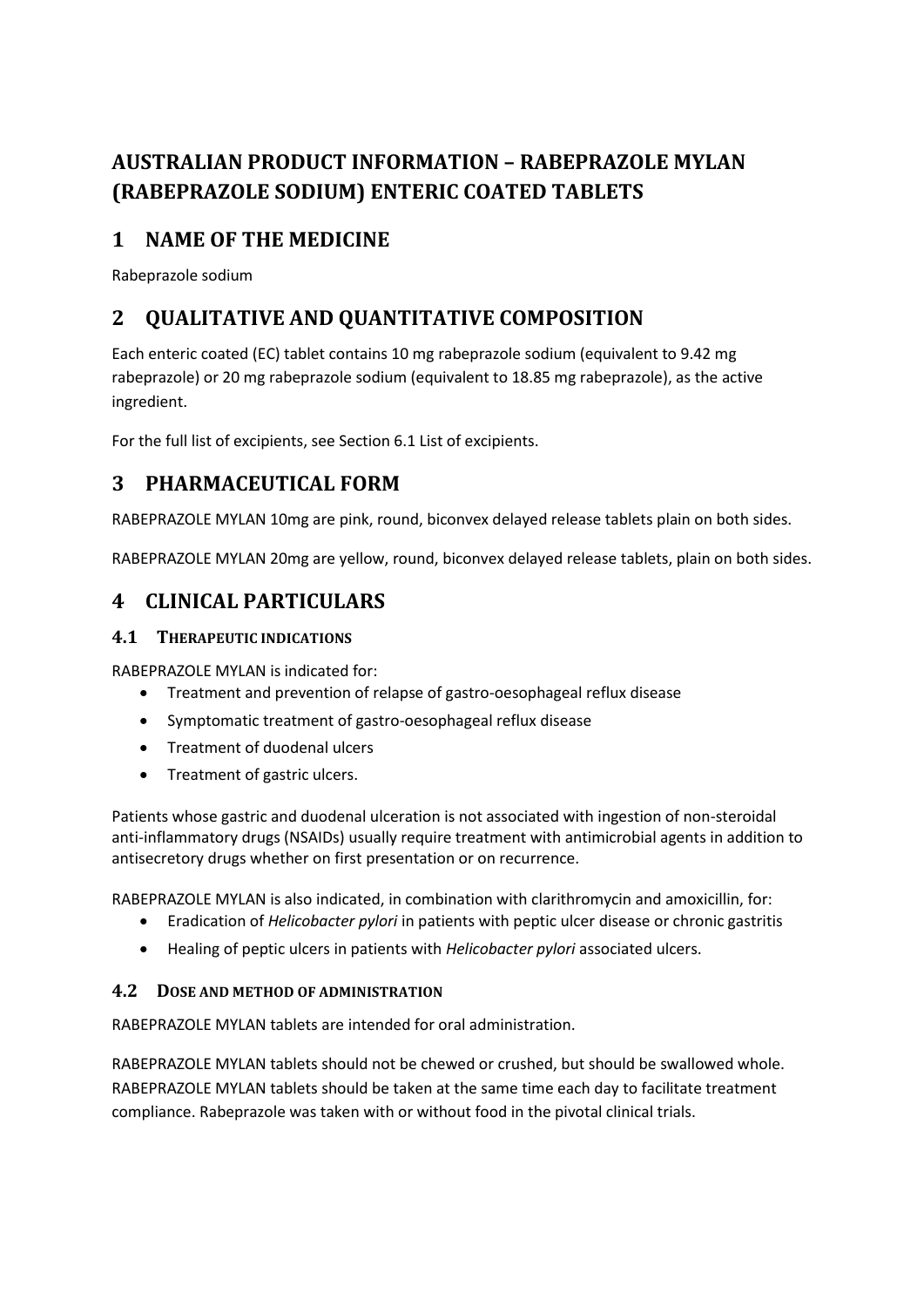# AUSTRALIAN PRODUCT INFORMATION – RABEPRAZOLE MYLAN (RABEPRAZOLE SODIUM) ENTERIC COATED TABLETS

## 1 NAME OF THE MEDICINE

Rabeprazole sodium

## 2 QUALITATIVE AND QUANTITATIVE COMPOSITION

Each enteric coated (EC) tablet contains 10 mg rabeprazole sodium (equivalent to 9.42 mg rabeprazole) or 20 mg rabeprazole sodium (equivalent to 18.85 mg rabeprazole), as the active ingredient.

For the full list of excipients, see Section 6.1 List of excipients.

## 3 PHARMACEUTICAL FORM

RABEPRAZOLE MYLAN 10mg are pink, round, biconvex delayed release tablets plain on both sides.

RABEPRAZOLE MYLAN 20mg are yellow, round, biconvex delayed release tablets, plain on both sides.

## 4 CLINICAL PARTICULARS

### 4.1 THERAPEUTIC INDICATIONS

RABEPRAZOLE MYLAN is indicated for:

- Treatment and prevention of relapse of gastro-oesophageal reflux disease
- Symptomatic treatment of gastro-oesophageal reflux disease
- Treatment of duodenal ulcers
- Treatment of gastric ulcers.

Patients whose gastric and duodenal ulceration is not associated with ingestion of non-steroidal anti-inflammatory drugs (NSAIDs) usually require treatment with antimicrobial agents in addition to antisecretory drugs whether on first presentation or on recurrence.

RABEPRAZOLE MYLAN is also indicated, in combination with clarithromycin and amoxicillin, for:

- Eradication of *Helicobacter pylori* in patients with peptic ulcer disease or chronic gastritis
- Healing of peptic ulcers in patients with *Helicobacter pylori* associated ulcers.

### 4.2 DOSE AND METHOD OF ADMINISTRATION

RABEPRAZOLE MYLAN tablets are intended for oral administration.

RABEPRAZOLE MYLAN tablets should not be chewed or crushed, but should be swallowed whole. RABEPRAZOLE MYLAN tablets should be taken at the same time each day to facilitate treatment compliance. Rabeprazole was taken with or without food in the pivotal clinical trials.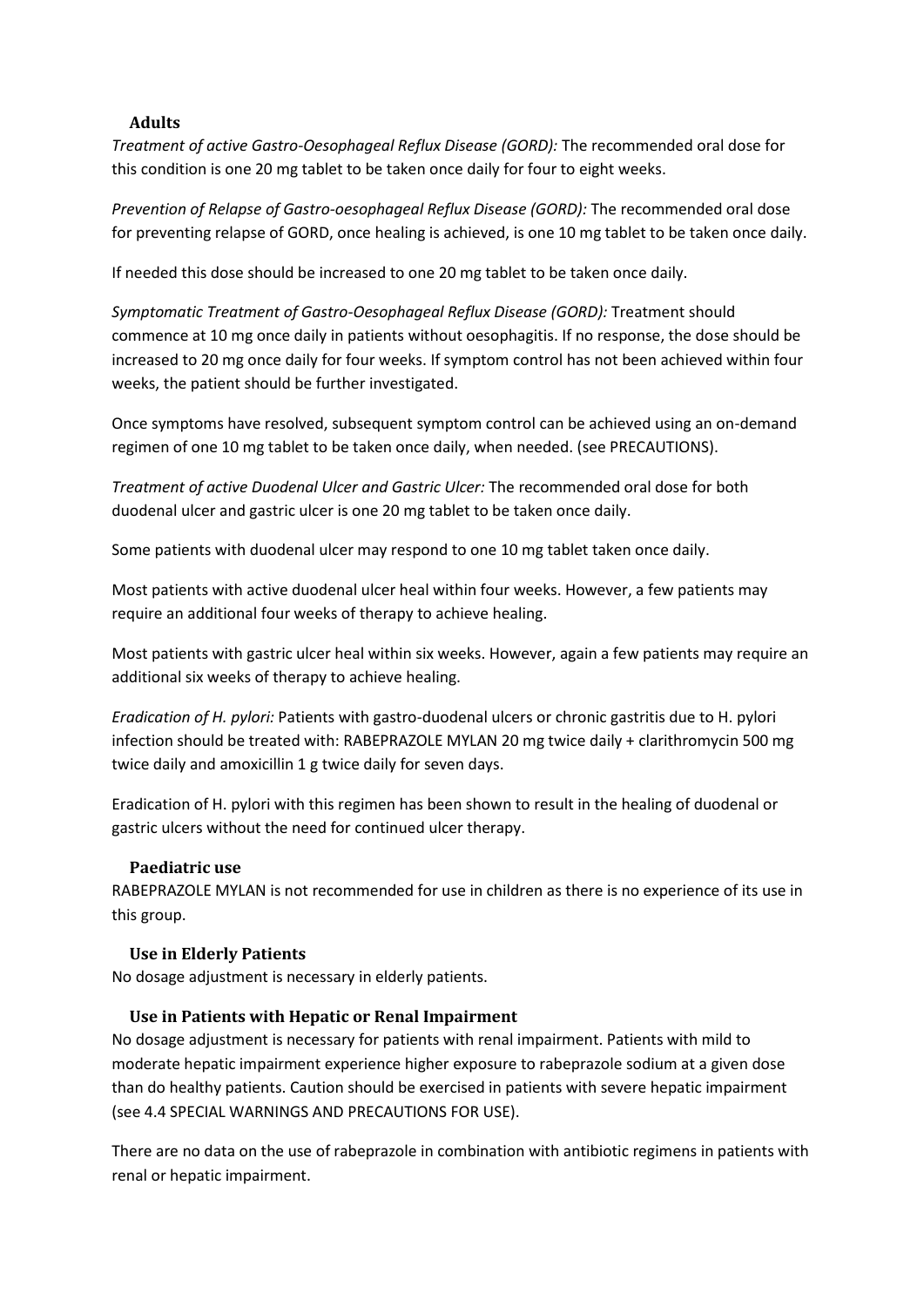### Adults

*Treatment of active Gastro-Oesophageal Reflux Disease (GORD):* The recommended oral dose for this condition is one 20 mg tablet to be taken once daily for four to eight weeks.

*Prevention of Relapse of Gastro-oesophageal Reflux Disease (GORD):* The recommended oral dose for preventing relapse of GORD, once healing is achieved, is one 10 mg tablet to be taken once daily.

If needed this dose should be increased to one 20 mg tablet to be taken once daily.

*Symptomatic Treatment of Gastro-Oesophageal Reflux Disease (GORD):* Treatment should commence at 10 mg once daily in patients without oesophagitis. If no response, the dose should be increased to 20 mg once daily for four weeks. If symptom control has not been achieved within four weeks, the patient should be further investigated.

Once symptoms have resolved, subsequent symptom control can be achieved using an on-demand regimen of one 10 mg tablet to be taken once daily, when needed. (see PRECAUTIONS).

*Treatment of active Duodenal Ulcer and Gastric Ulcer:* The recommended oral dose for both duodenal ulcer and gastric ulcer is one 20 mg tablet to be taken once daily.

Some patients with duodenal ulcer may respond to one 10 mg tablet taken once daily.

Most patients with active duodenal ulcer heal within four weeks. However, a few patients may require an additional four weeks of therapy to achieve healing.

Most patients with gastric ulcer heal within six weeks. However, again a few patients may require an additional six weeks of therapy to achieve healing.

*Eradication of H. pylori:* Patients with gastro-duodenal ulcers or chronic gastritis due to H. pylori infection should be treated with: RABEPRAZOLE MYLAN 20 mg twice daily + clarithromycin 500 mg twice daily and amoxicillin 1 g twice daily for seven days.

Eradication of H. pylori with this regimen has been shown to result in the healing of duodenal or gastric ulcers without the need for continued ulcer therapy.

### Paediatric use

RABEPRAZOLE MYLAN is not recommended for use in children as there is no experience of its use in this group.

### Use in Elderly Patients

No dosage adjustment is necessary in elderly patients.

### Use in Patients with Hepatic or Renal Impairment

No dosage adjustment is necessary for patients with renal impairment. Patients with mild to moderate hepatic impairment experience higher exposure to rabeprazole sodium at a given dose than do healthy patients. Caution should be exercised in patients with severe hepatic impairment (see 4.4 SPECIAL WARNINGS AND PRECAUTIONS FOR USE).

There are no data on the use of rabeprazole in combination with antibiotic regimens in patients with renal or hepatic impairment.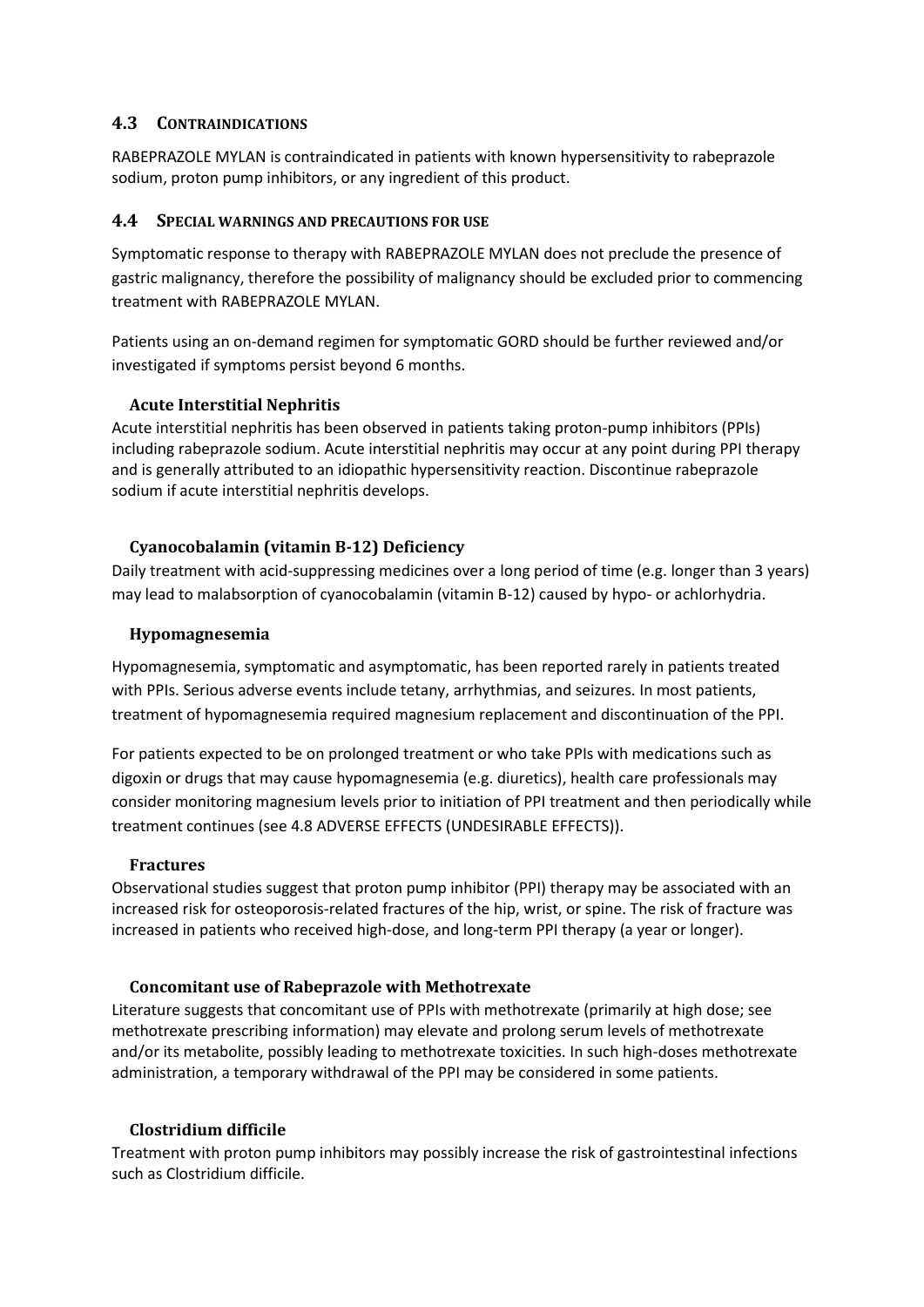## 4.3 CONTRAINDICATIONS

RABEPRAZOLE MYLAN is contraindicated in patients with known hypersensitivity to rabeprazole sodium, proton pump inhibitors, or any ingredient of this product.

## 4.4 SPECIAL WARNINGS AND PRECAUTIONS FOR USE

Symptomatic response to therapy with RABEPRAZOLE MYLAN does not preclude the presence of gastric malignancy, therefore the possibility of malignancy should be excluded prior to commencing treatment with RABEPRAZOLE MYLAN.

Patients using an on-demand regimen for symptomatic GORD should be further reviewed and/or investigated if symptoms persist beyond 6 months.

### Acute Interstitial Nephritis

Acute interstitial nephritis has been observed in patients taking proton-pump inhibitors (PPIs) including rabeprazole sodium. Acute interstitial nephritis may occur at any point during PPI therapy and is generally attributed to an idiopathic hypersensitivity reaction. Discontinue rabeprazole sodium if acute interstitial nephritis develops.

### Cyanocobalamin (vitamin B-12) Deficiency

Daily treatment with acid-suppressing medicines over a long period of time (e.g. longer than 3 years) may lead to malabsorption of cyanocobalamin (vitamin B-12) caused by hypo- or achlorhydria.

### Hypomagnesemia

Hypomagnesemia, symptomatic and asymptomatic, has been reported rarely in patients treated with PPIs. Serious adverse events include tetany, arrhythmias, and seizures. In most patients, treatment of hypomagnesemia required magnesium replacement and discontinuation of the PPI.

For patients expected to be on prolonged treatment or who take PPIs with medications such as digoxin or drugs that may cause hypomagnesemia (e.g. diuretics), health care professionals may consider monitoring magnesium levels prior to initiation of PPI treatment and then periodically while treatment continues (see 4.8 ADVERSE EFFECTS (UNDESIRABLE EFFECTS)).

### Fractures

Observational studies suggest that proton pump inhibitor (PPI) therapy may be associated with an increased risk for osteoporosis-related fractures of the hip, wrist, or spine. The risk of fracture was increased in patients who received high-dose, and long-term PPI therapy (a year or longer).

### Concomitant use of Rabeprazole with Methotrexate

Literature suggests that concomitant use of PPIs with methotrexate (primarily at high dose; see methotrexate prescribing information) may elevate and prolong serum levels of methotrexate and/or its metabolite, possibly leading to methotrexate toxicities. In such high-doses methotrexate administration, a temporary withdrawal of the PPI may be considered in some patients.

### Clostridium difficile

Treatment with proton pump inhibitors may possibly increase the risk of gastrointestinal infections such as Clostridium difficile.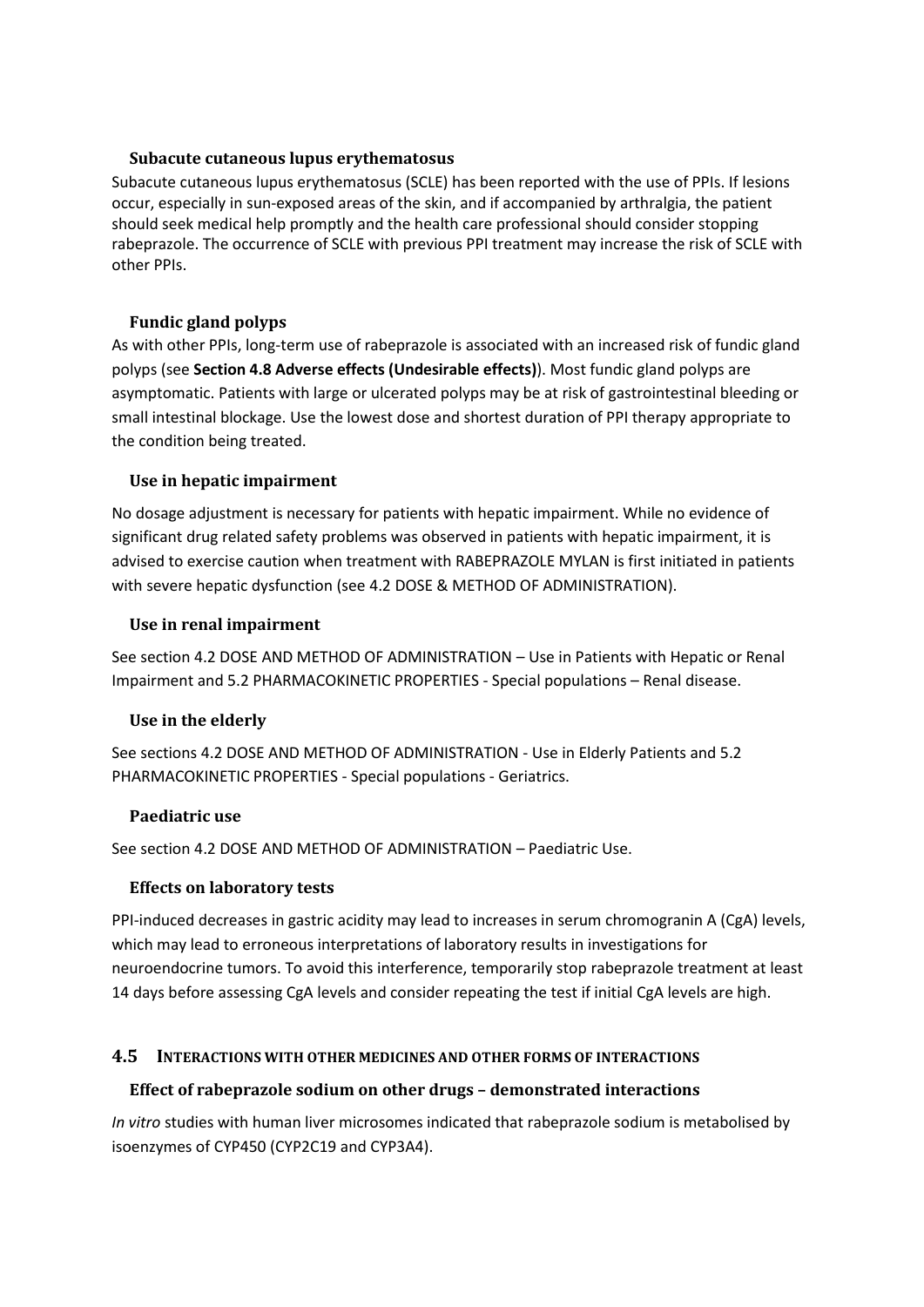### Subacute cutaneous lupus erythematosus

Subacute cutaneous lupus erythematosus (SCLE) has been reported with the use of PPIs. If lesions occur, especially in sun-exposed areas of the skin, and if accompanied by arthralgia, the patient should seek medical help promptly and the health care professional should consider stopping rabeprazole. The occurrence of SCLE with previous PPI treatment may increase the risk of SCLE with other PPIs.

### Fundic gland polyps

As with other PPIs, long-term use of rabeprazole is associated with an increased risk of fundic gland polyps (see **Section 4.8 Adverse effects (Undesirable effects)**). Most fundic gland polyps are asymptomatic. Patients with large or ulcerated polyps may be at risk of gastrointestinal bleeding or small intestinal blockage. Use the lowest dose and shortest duration of PPI therapy appropriate to the condition being treated.

### Use in hepatic impairment

No dosage adjustment is necessary for patients with hepatic impairment. While no evidence of significant drug related safety problems was observed in patients with hepatic impairment, it is advised to exercise caution when treatment with RABEPRAZOLE MYLAN is first initiated in patients with severe hepatic dysfunction (see 4.2 DOSE & METHOD OF ADMINISTRATION).

### Use in renal impairment

See section 4.2 DOSE AND METHOD OF ADMINISTRATION – Use in Patients with Hepatic or Renal Impairment and 5.2 PHARMACOKINETIC PROPERTIES - Special populations – Renal disease.

### Use in the elderly

See sections 4.2 DOSE AND METHOD OF ADMINISTRATION - Use in Elderly Patients and 5.2 PHARMACOKINETIC PROPERTIES - Special populations - Geriatrics.

### Paediatric use

See section 4.2 DOSE AND METHOD OF ADMINISTRATION – Paediatric Use.

### Effects on laboratory tests

PPI-induced decreases in gastric acidity may lead to increases in serum chromogranin A (CgA) levels, which may lead to erroneous interpretations of laboratory results in investigations for neuroendocrine tumors. To avoid this interference, temporarily stop rabeprazole treatment at least 14 days before assessing CgA levels and consider repeating the test if initial CgA levels are high.

## 4.5 INTERACTIONS WITH OTHER MEDICINES AND OTHER FORMS OF INTERACTIONS

### Effect of rabeprazole sodium on other drugs – demonstrated interactions

*In vitro* studies with human liver microsomes indicated that rabeprazole sodium is metabolised by isoenzymes of CYP450 (CYP2C19 and CYP3A4).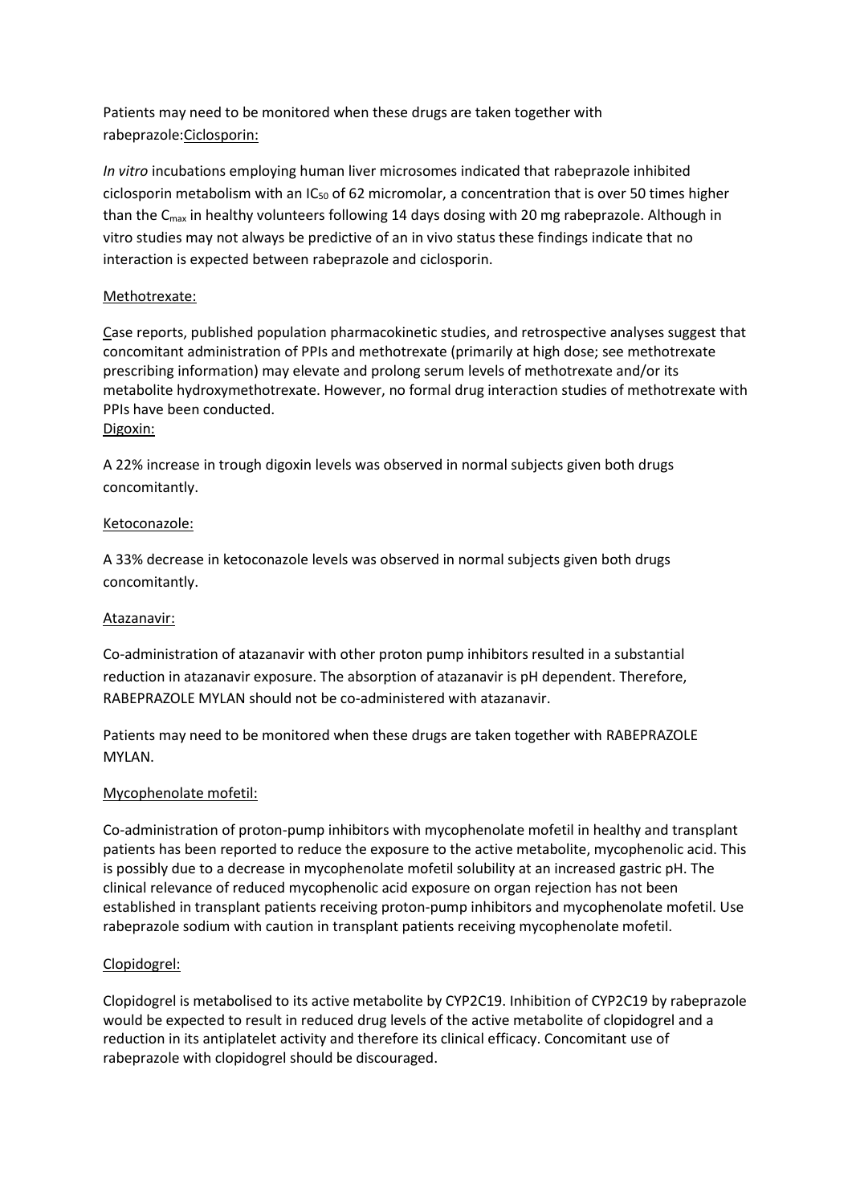Patients may need to be monitored when these drugs are taken together with rabeprazole:Ciclosporin:

*In vitro* incubations employing human liver microsomes indicated that rabeprazole inhibited ciclosporin metabolism with an $IC_{50}$ of 62 micromolar, a concentration that is over 50 times higher than the $C_{max}$ in healthy volunteers following 14 days dosing with 20 mg rabeprazole. Although in vitro studies may not always be predictive of an in vivo status these findings indicate that no interaction is expected between rabeprazole and ciclosporin.

Methotrexate:

Case reports, published population pharmacokinetic studies, and retrospective analyses suggest that concomitant administration of PPIs and methotrexate (primarily at high dose; see methotrexate prescribing information) may elevate and prolong serum levels of methotrexate and/or its metabolite hydroxymethotrexate. However, no formal drug interaction studies of methotrexate with PPIs have been conducted.

Digoxin:

A 22% increase in trough digoxin levels was observed in normal subjects given both drugs concomitantly.

Ketoconazole:

A 33% decrease in ketoconazole levels was observed in normal subjects given both drugs concomitantly.

Atazanavir:

Co-administration of atazanavir with other proton pump inhibitors resulted in a substantial reduction in atazanavir exposure. The absorption of atazanavir is pH dependent. Therefore, RABEPRAZOLE MYLAN should not be co-administered with atazanavir.

Patients may need to be monitored when these drugs are taken together with RABEPRAZOLE MYLAN.

Mycophenolate mofetil:

Co-administration of proton-pump inhibitors with mycophenolate mofetil in healthy and transplant patients has been reported to reduce the exposure to the active metabolite, mycophenolic acid. This is possibly due to a decrease in mycophenolate mofetil solubility at an increased gastric pH. The clinical relevance of reduced mycophenolic acid exposure on organ rejection has not been established in transplant patients receiving proton-pump inhibitors and mycophenolate mofetil. Use rabeprazole sodium with caution in transplant patients receiving mycophenolate mofetil.

Clopidogrel:

Clopidogrel is metabolised to its active metabolite by CYP2C19. Inhibition of CYP2C19 by rabeprazole would be expected to result in reduced drug levels of the active metabolite of clopidogrel and a reduction in its antiplatelet activity and therefore its clinical efficacy. Concomitant use of rabeprazole with clopidogrel should be discouraged.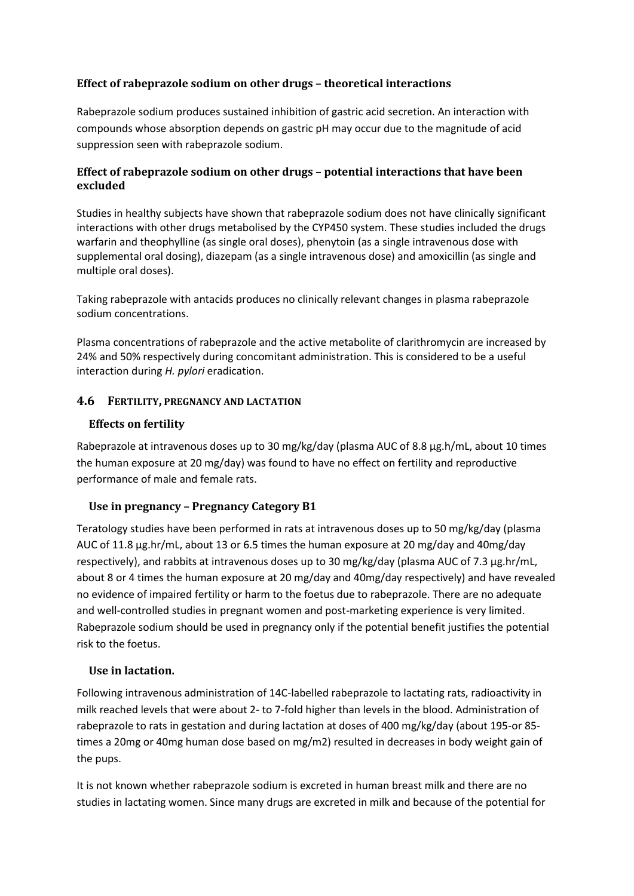### Effect of rabeprazole sodium on other drugs – theoretical interactions

Rabeprazole sodium produces sustained inhibition of gastric acid secretion. An interaction with compounds whose absorption depends on gastric pH may occur due to the magnitude of acid suppression seen with rabeprazole sodium.

### Effect of rabeprazole sodium on other drugs – potential interactions that have been excluded

Studies in healthy subjects have shown that rabeprazole sodium does not have clinically significant interactions with other drugs metabolised by the CYP450 system. These studies included the drugs warfarin and theophylline (as single oral doses), phenytoin (as a single intravenous dose with supplemental oral dosing), diazepam (as a single intravenous dose) and amoxicillin (as single and multiple oral doses).

Taking rabeprazole with antacids produces no clinically relevant changes in plasma rabeprazole sodium concentrations.

Plasma concentrations of rabeprazole and the active metabolite of clarithromycin are increased by 24% and 50% respectively during concomitant administration. This is considered to be a useful interaction during *H. pylori* eradication.

## 4.6 FERTILITY, PREGNANCY AND LACTATION

### Effects on fertility

Rabeprazole at intravenous doses up to 30 mg/kg/day (plasma AUC of 8.8 µg.h/mL, about 10 times the human exposure at 20 mg/day) was found to have no effect on fertility and reproductive performance of male and female rats.

### Use in pregnancy – Pregnancy Category B1

Teratology studies have been performed in rats at intravenous doses up to 50 mg/kg/day (plasma AUC of 11.8 µg.hr/mL, about 13 or 6.5 times the human exposure at 20 mg/day and 40mg/day respectively), and rabbits at intravenous doses up to 30 mg/kg/day (plasma AUC of 7.3 µg.hr/mL, about 8 or 4 times the human exposure at 20 mg/day and 40mg/day respectively) and have revealed no evidence of impaired fertility or harm to the foetus due to rabeprazole. There are no adequate and well-controlled studies in pregnant women and post-marketing experience is very limited. Rabeprazole sodium should be used in pregnancy only if the potential benefit justifies the potential risk to the foetus.

### Use in lactation.

Following intravenous administration of 14C-labelled rabeprazole to lactating rats, radioactivity in milk reached levels that were about 2- to 7-fold higher than levels in the blood. Administration of rabeprazole to rats in gestation and during lactation at doses of 400 mg/kg/day (about 195-or 85-times a 20mg or 40mg human dose based on mg/m2) resulted in decreases in body weight gain of the pups.

It is not known whether rabeprazole sodium is excreted in human breast milk and there are no studies in lactating women. Since many drugs are excreted in milk and because of the potential for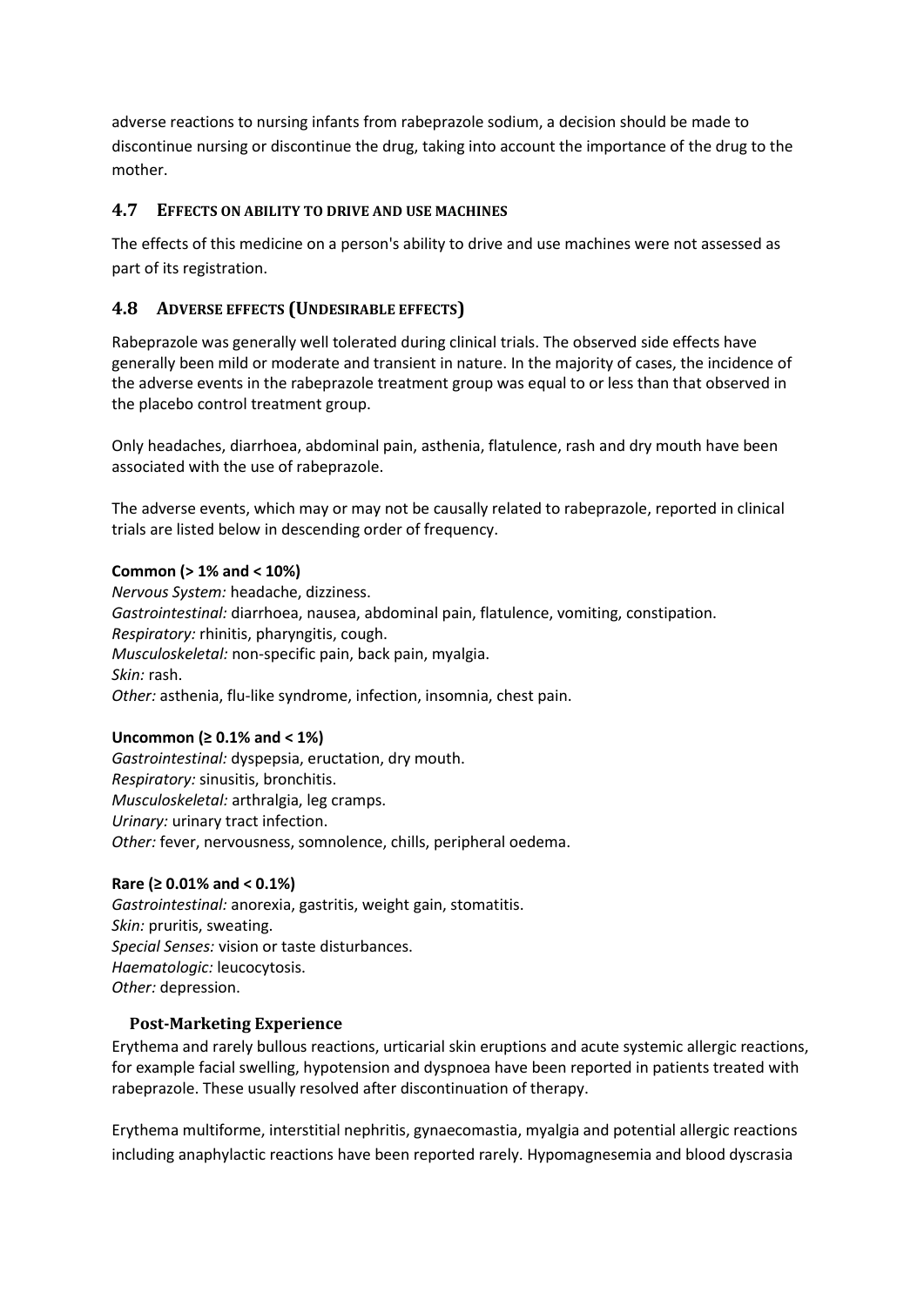adverse reactions to nursing infants from rabeprazole sodium, a decision should be made to discontinue nursing or discontinue the drug, taking into account the importance of the drug to the mother.

## 4.7 Effects on ability to drive and use machines

The effects of this medicine on a person's ability to drive and use machines were not assessed as part of its registration.

## 4.8 Adverse effects (Undesirable effects)

Rabeprazole was generally well tolerated during clinical trials. The observed side effects have generally been mild or moderate and transient in nature. In the majority of cases, the incidence of the adverse events in the rabeprazole treatment group was equal to or less than that observed in the placebo control treatment group.

Only headaches, diarrhoea, abdominal pain, asthenia, flatulence, rash and dry mouth have been associated with the use of rabeprazole.

The adverse events, which may or may not be causally related to rabeprazole, reported in clinical trials are listed below in descending order of frequency.

**Common (> 1% and < 10%)**

*Nervous System:* headache, dizziness.
*Gastrointestinal:* diarrhoea, nausea, abdominal pain, flatulence, vomiting, constipation.
*Respiratory:* rhinitis, pharyngitis, cough.
*Musculoskeletal:* non-specific pain, back pain, myalgia.
*Skin:* rash.
*Other:* asthenia, flu-like syndrome, infection, insomnia, chest pain.

**Uncommon (≥ 0.1% and < 1%)**

*Gastrointestinal:* dyspepsia, eructation, dry mouth.
*Respiratory:* sinusitis, bronchitis.
*Musculoskeletal:* arthralgia, leg cramps.
*Urinary:* urinary tract infection.
*Other:* fever, nervousness, somnolence, chills, peripheral oedema.

**Rare (≥ 0.01% and < 0.1%)**

*Gastrointestinal:* anorexia, gastritis, weight gain, stomatitis.
*Skin:* pruritis, sweating.
*Special Senses:* vision or taste disturbances.
*Haematologic:* leucocytosis.
*Other:* depression.

### Post-Marketing Experience

Erythema and rarely bullous reactions, urticarial skin eruptions and acute systemic allergic reactions, for example facial swelling, hypotension and dyspnoea have been reported in patients treated with rabeprazole. These usually resolved after discontinuation of therapy.

Erythema multiforme, interstitial nephritis, gynaecomastia, myalgia and potential allergic reactions including anaphylactic reactions have been reported rarely. Hypomagnesemia and blood dyscrasia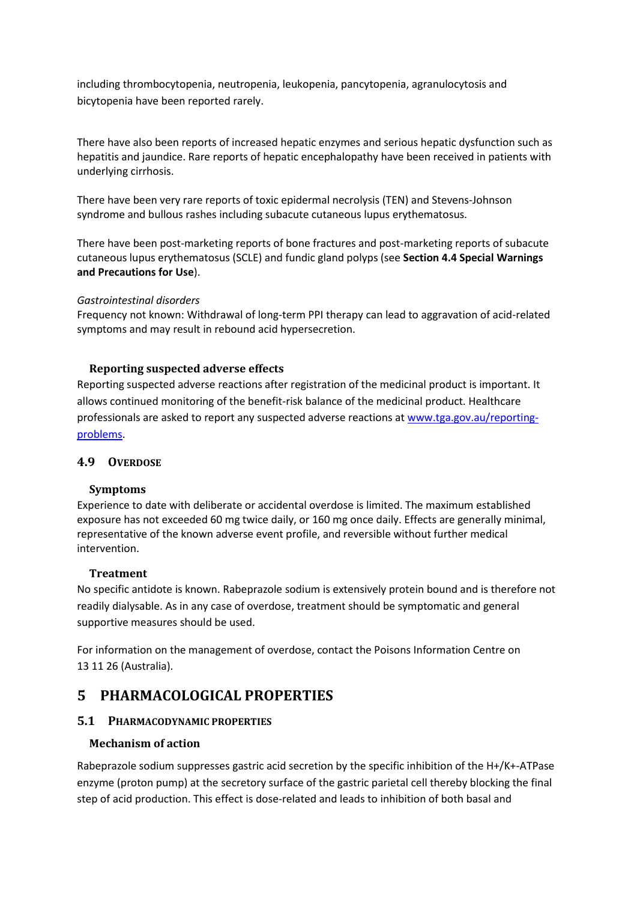including thrombocytopenia, neutropenia, leukopenia, pancytopenia, agranulocytosis and bicytopenia have been reported rarely.

There have also been reports of increased hepatic enzymes and serious hepatic dysfunction such as hepatitis and jaundice. Rare reports of hepatic encephalopathy have been received in patients with underlying cirrhosis.

There have been very rare reports of toxic epidermal necrolysis (TEN) and Stevens-Johnson syndrome and bullous rashes including subacute cutaneous lupus erythematosus.

There have been post-marketing reports of bone fractures and post-marketing reports of subacute cutaneous lupus erythematosus (SCLE) and fundic gland polyps (see **Section 4.4 Special Warnings and Precautions for Use**).

*Gastrointestinal disorders*
Frequency not known: Withdrawal of long-term PPI therapy can lead to aggravation of acid-related symptoms and may result in rebound acid hypersecretion.

### Reporting suspected adverse effects

Reporting suspected adverse reactions after registration of the medicinal product is important. It allows continued monitoring of the benefit-risk balance of the medicinal product. Healthcare professionals are asked to report any suspected adverse reactions at www.tga.gov.au/reporting-problems.

## 4.9 Overdose

### Symptoms

Experience to date with deliberate or accidental overdose is limited. The maximum established exposure has not exceeded 60 mg twice daily, or 160 mg once daily. Effects are generally minimal, representative of the known adverse event profile, and reversible without further medical intervention.

### Treatment

No specific antidote is known. Rabeprazole sodium is extensively protein bound and is therefore not readily dialysable. As in any case of overdose, treatment should be symptomatic and general supportive measures should be used.

For information on the management of overdose, contact the Poisons Information Centre on 13 11 26 (Australia).

# 5 PHARMACOLOGICAL PROPERTIES

## 5.1 Pharmacodynamic properties

### Mechanism of action

Rabeprazole sodium suppresses gastric acid secretion by the specific inhibition of the $H^+/K^+$-ATPase enzyme (proton pump) at the secretory surface of the gastric parietal cell thereby blocking the final step of acid production. This effect is dose-related and leads to inhibition of both basal and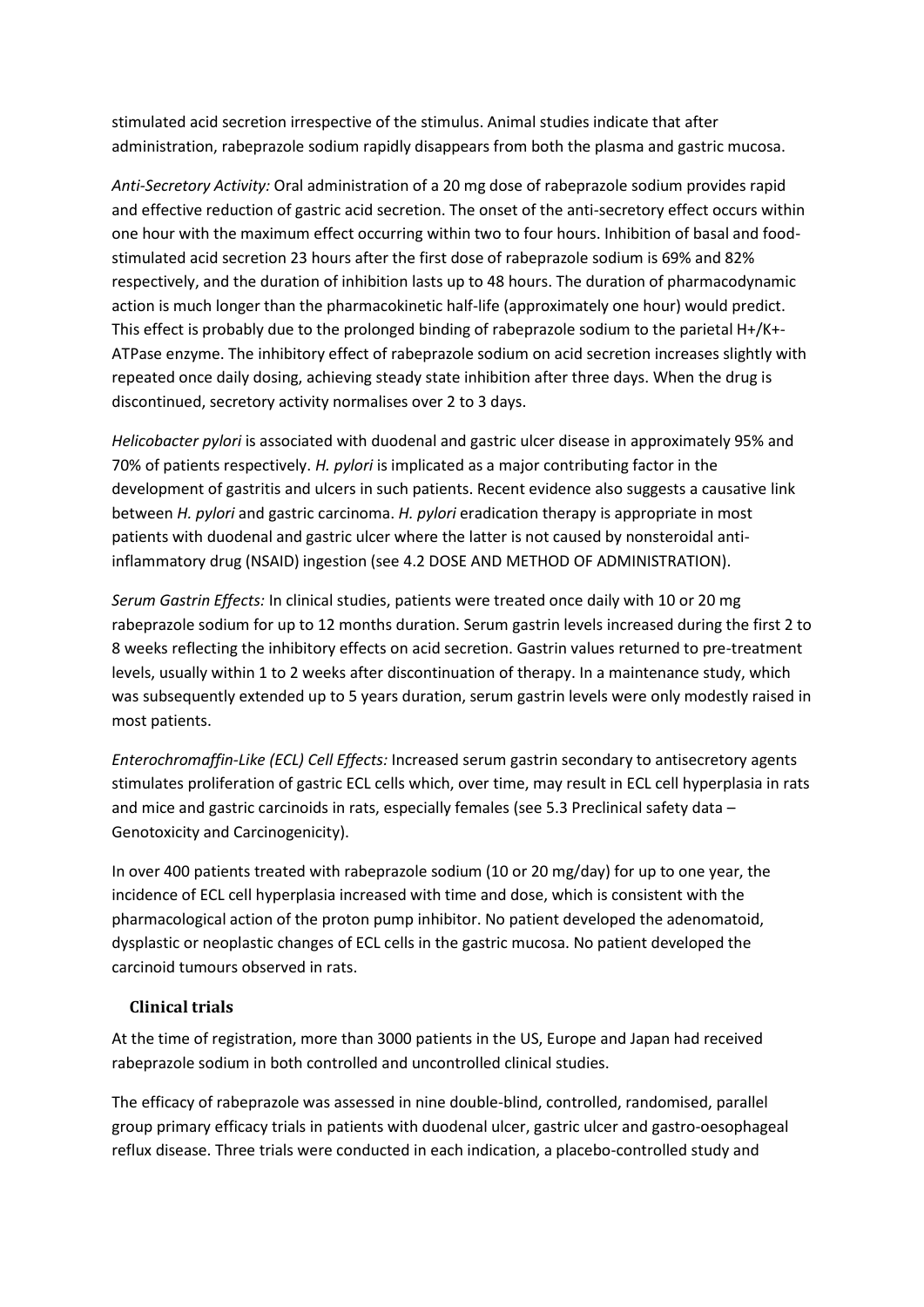stimulated acid secretion irrespective of the stimulus. Animal studies indicate that after administration, rabeprazole sodium rapidly disappears from both the plasma and gastric mucosa.

*Anti-Secretory Activity:* Oral administration of a 20 mg dose of rabeprazole sodium provides rapid and effective reduction of gastric acid secretion. The onset of the anti-secretory effect occurs within one hour with the maximum effect occurring within two to four hours. Inhibition of basal and food-stimulated acid secretion 23 hours after the first dose of rabeprazole sodium is 69% and 82% respectively, and the duration of inhibition lasts up to 48 hours. The duration of pharmacodynamic action is much longer than the pharmacokinetic half-life (approximately one hour) would predict. This effect is probably due to the prolonged binding of rabeprazole sodium to the parietal $H^+/K^+$-ATPase enzyme. The inhibitory effect of rabeprazole sodium on acid secretion increases slightly with repeated once daily dosing, achieving steady state inhibition after three days. When the drug is discontinued, secretory activity normalises over 2 to 3 days.

*Helicobacter pylori* is associated with duodenal and gastric ulcer disease in approximately 95% and 70% of patients respectively. *H. pylori* is implicated as a major contributing factor in the development of gastritis and ulcers in such patients. Recent evidence also suggests a causative link between *H. pylori* and gastric carcinoma. *H. pylori* eradication therapy is appropriate in most patients with duodenal and gastric ulcer where the latter is not caused by nonsteroidal anti-inflammatory drug (NSAID) ingestion (see 4.2 DOSE AND METHOD OF ADMINISTRATION).

*Serum Gastrin Effects:* In clinical studies, patients were treated once daily with 10 or 20 mg rabeprazole sodium for up to 12 months duration. Serum gastrin levels increased during the first 2 to 8 weeks reflecting the inhibitory effects on acid secretion. Gastrin values returned to pre-treatment levels, usually within 1 to 2 weeks after discontinuation of therapy. In a maintenance study, which was subsequently extended up to 5 years duration, serum gastrin levels were only modestly raised in most patients.

*Enterochromaffin-Like (ECL) Cell Effects:* Increased serum gastrin secondary to antisecretory agents stimulates proliferation of gastric ECL cells which, over time, may result in ECL cell hyperplasia in rats and mice and gastric carcinoids in rats, especially females (see 5.3 Preclinical safety data – Genotoxicity and Carcinogenicity).

In over 400 patients treated with rabeprazole sodium (10 or 20 mg/day) for up to one year, the incidence of ECL cell hyperplasia increased with time and dose, which is consistent with the pharmacological action of the proton pump inhibitor. No patient developed the adenomatoid, dysplastic or neoplastic changes of ECL cells in the gastric mucosa. No patient developed the carcinoid tumours observed in rats.

### Clinical trials

At the time of registration, more than 3000 patients in the US, Europe and Japan had received rabeprazole sodium in both controlled and uncontrolled clinical studies.

The efficacy of rabeprazole was assessed in nine double-blind, controlled, randomised, parallel group primary efficacy trials in patients with duodenal ulcer, gastric ulcer and gastro-oesophageal reflux disease. Three trials were conducted in each indication, a placebo-controlled study and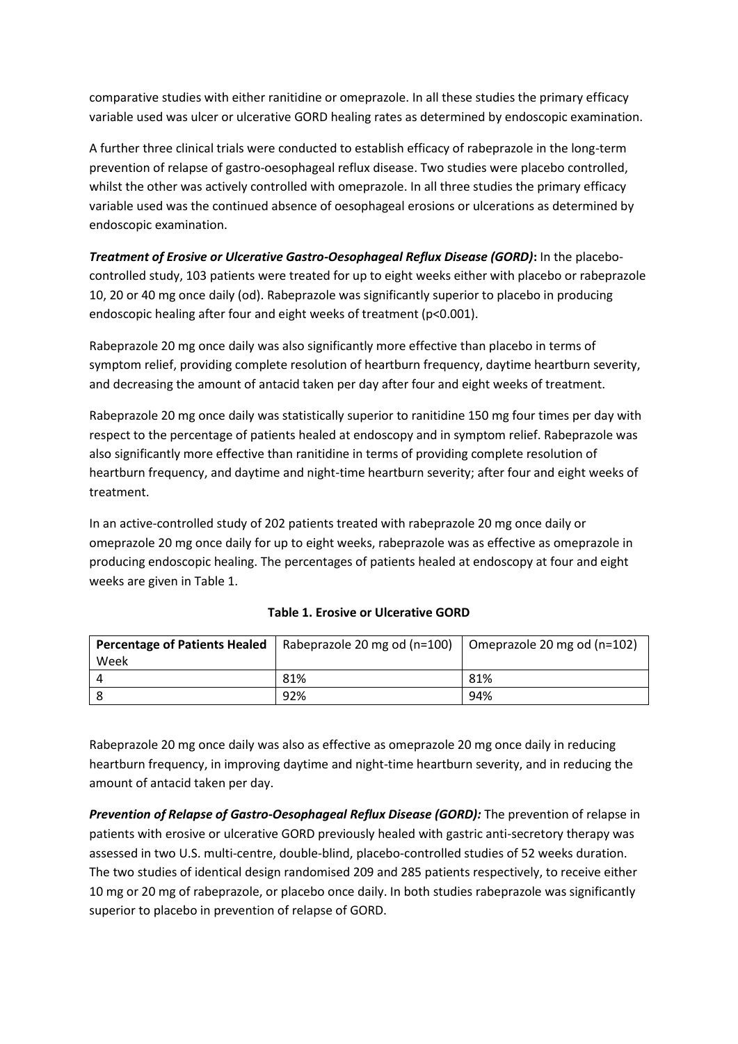comparative studies with either ranitidine or omeprazole. In all these studies the primary efficacy variable used was ulcer or ulcerative GORD healing rates as determined by endoscopic examination.

A further three clinical trials were conducted to establish efficacy of rabeprazole in the long-term prevention of relapse of gastro-oesophageal reflux disease. Two studies were placebo controlled, whilst the other was actively controlled with omeprazole. In all three studies the primary efficacy variable used was the continued absence of oesophageal erosions or ulcerations as determined by endoscopic examination.

***Treatment of Erosive or Ulcerative Gastro-Oesophageal Reflux Disease (GORD)*:** In the placebo-controlled study, 103 patients were treated for up to eight weeks either with placebo or rabeprazole 10, 20 or 40 mg once daily (od). Rabeprazole was significantly superior to placebo in producing endoscopic healing after four and eight weeks of treatment ($p<0.001$).

Rabeprazole 20 mg once daily was also significantly more effective than placebo in terms of symptom relief, providing complete resolution of heartburn frequency, daytime heartburn severity, and decreasing the amount of antacid taken per day after four and eight weeks of treatment.

Rabeprazole 20 mg once daily was statistically superior to ranitidine 150 mg four times per day with respect to the percentage of patients healed at endoscopy and in symptom relief. Rabeprazole was also significantly more effective than ranitidine in terms of providing complete resolution of heartburn frequency, and daytime and night-time heartburn severity; after four and eight weeks of treatment.

In an active-controlled study of 202 patients treated with rabeprazole 20 mg once daily or omeprazole 20 mg once daily for up to eight weeks, rabeprazole was as effective as omeprazole in producing endoscopic healing. The percentages of patients healed at endoscopy at four and eight weeks are given in Table 1.

**Table 1. Erosive or Ulcerative GORD**

| **Percentage of Patients Healed** Week | Rabeprazole 20 mg od (n=100) | Omeprazole 20 mg od (n=102) |
|---|---|---|
| 4 | 81% | 81% |
| 8 | 92% | 94% |

Rabeprazole 20 mg once daily was also as effective as omeprazole 20 mg once daily in reducing heartburn frequency, in improving daytime and night-time heartburn severity, and in reducing the amount of antacid taken per day.

***Prevention of Relapse of Gastro-Oesophageal Reflux Disease (GORD):*** The prevention of relapse in patients with erosive or ulcerative GORD previously healed with gastric anti-secretory therapy was assessed in two U.S. multi-centre, double-blind, placebo-controlled studies of 52 weeks duration. The two studies of identical design randomised 209 and 285 patients respectively, to receive either 10 mg or 20 mg of rabeprazole, or placebo once daily. In both studies rabeprazole was significantly superior to placebo in prevention of relapse of GORD.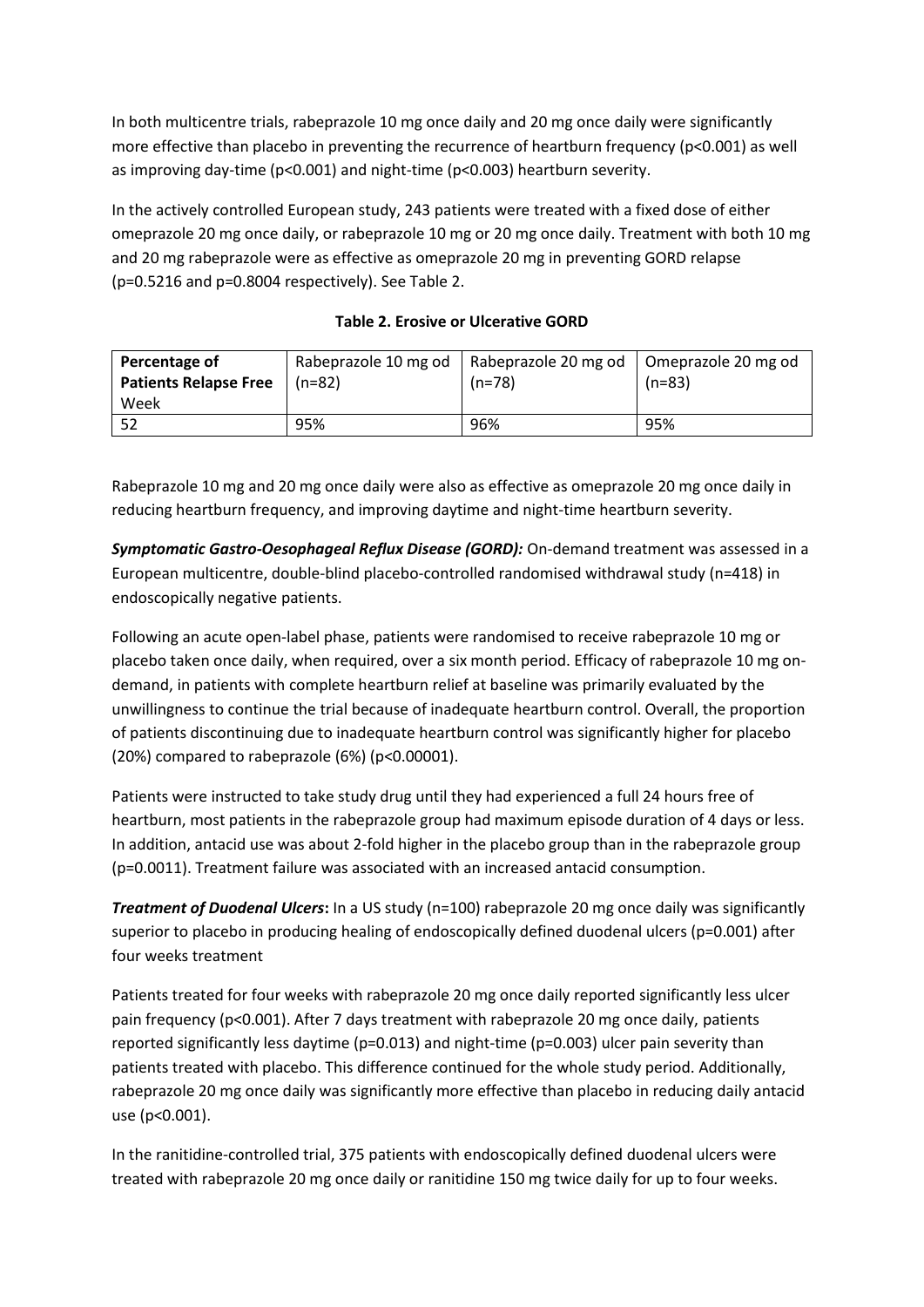In both multicentre trials, rabeprazole 10 mg once daily and 20 mg once daily were significantly more effective than placebo in preventing the recurrence of heartburn frequency ($p<0.001$) as well as improving day-time ($p<0.001$) and night-time ($p<0.003$) heartburn severity.

In the actively controlled European study, 243 patients were treated with a fixed dose of either omeprazole 20 mg once daily, or rabeprazole 10 mg or 20 mg once daily. Treatment with both 10 mg and 20 mg rabeprazole were as effective as omeprazole 20 mg in preventing GORD relapse ($p=0.5216$ and $p=0.8004$ respectively). See Table 2.

**Table 2. Erosive or Ulcerative GORD**

| **Percentage of Patients Relapse Free** Week | Rabeprazole 10 mg od (n=82) | Rabeprazole 20 mg od (n=78) | Omeprazole 20 mg od (n=83) |
|---|---|---|---|
| 52 | 95% | 96% | 95% |

Rabeprazole 10 mg and 20 mg once daily were also as effective as omeprazole 20 mg once daily in reducing heartburn frequency, and improving daytime and night-time heartburn severity.

***Symptomatic Gastro-Oesophageal Reflux Disease (GORD):*** On-demand treatment was assessed in a European multicentre, double-blind placebo-controlled randomised withdrawal study (n=418) in endoscopically negative patients.

Following an acute open-label phase, patients were randomised to receive rabeprazole 10 mg or placebo taken once daily, when required, over a six month period. Efficacy of rabeprazole 10 mg on-demand, in patients with complete heartburn relief at baseline was primarily evaluated by the unwillingness to continue the trial because of inadequate heartburn control. Overall, the proportion of patients discontinuing due to inadequate heartburn control was significantly higher for placebo (20%) compared to rabeprazole (6%) ($p<0.00001$).

Patients were instructed to take study drug until they had experienced a full 24 hours free of heartburn, most patients in the rabeprazole group had maximum episode duration of 4 days or less. In addition, antacid use was about 2-fold higher in the placebo group than in the rabeprazole group ($p=0.0011$). Treatment failure was associated with an increased antacid consumption.

***Treatment of Duodenal Ulcers*****:** In a US study (n=100) rabeprazole 20 mg once daily was significantly superior to placebo in producing healing of endoscopically defined duodenal ulcers ($p=0.001$) after four weeks treatment

Patients treated for four weeks with rabeprazole 20 mg once daily reported significantly less ulcer pain frequency ($p<0.001$). After 7 days treatment with rabeprazole 20 mg once daily, patients reported significantly less daytime ($p=0.013$) and night-time ($p=0.003$) ulcer pain severity than patients treated with placebo. This difference continued for the whole study period. Additionally, rabeprazole 20 mg once daily was significantly more effective than placebo in reducing daily antacid use ($p<0.001$).

In the ranitidine-controlled trial, 375 patients with endoscopically defined duodenal ulcers were treated with rabeprazole 20 mg once daily or ranitidine 150 mg twice daily for up to four weeks.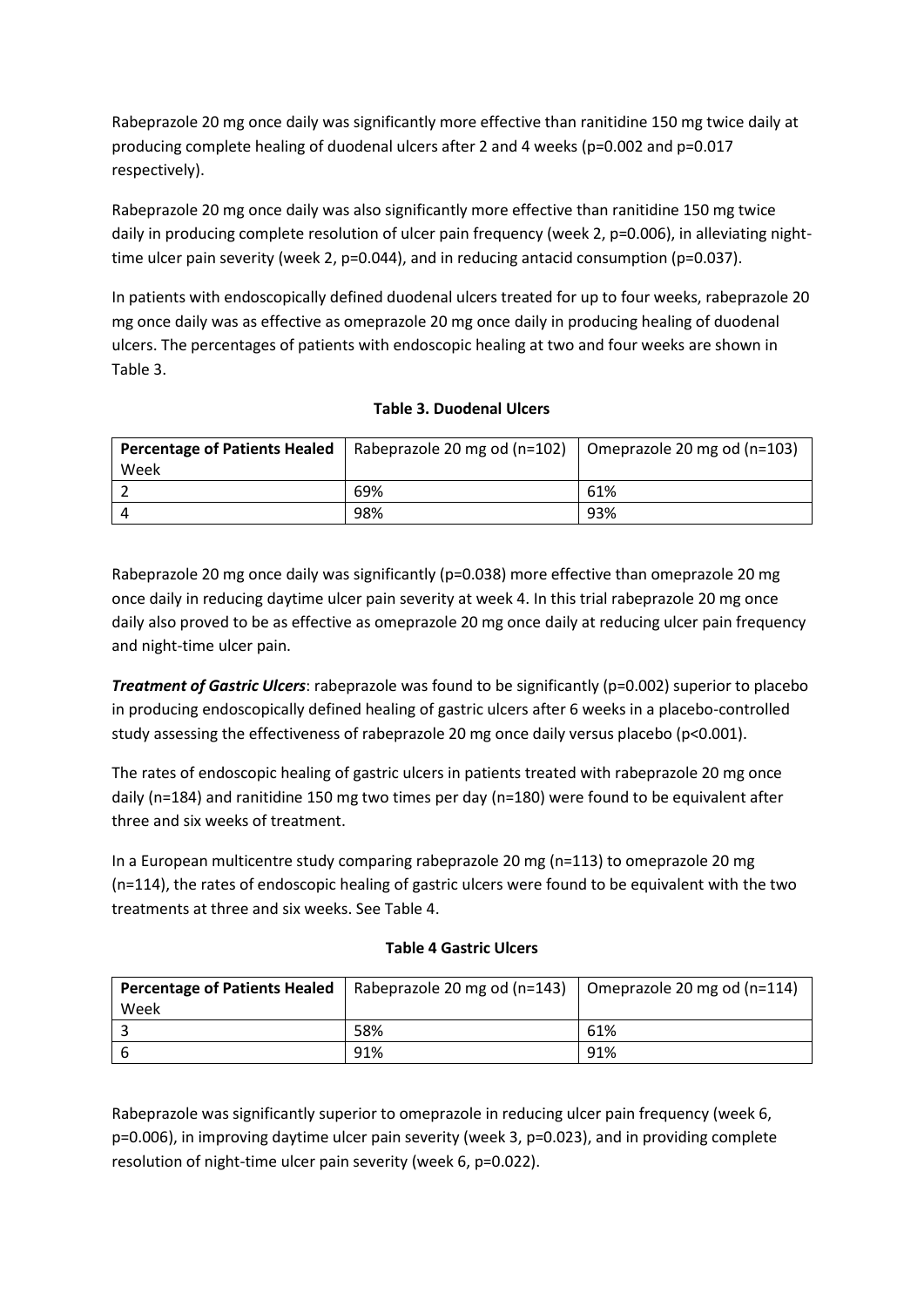Rabeprazole 20 mg once daily was significantly more effective than ranitidine 150 mg twice daily at producing complete healing of duodenal ulcers after 2 and 4 weeks ($p=0.002$ and $p=0.017$ respectively).

Rabeprazole 20 mg once daily was also significantly more effective than ranitidine 150 mg twice daily in producing complete resolution of ulcer pain frequency (week 2, $p=0.006$), in alleviating night-time ulcer pain severity (week 2, $p=0.044$), and in reducing antacid consumption ($p=0.037$).

In patients with endoscopically defined duodenal ulcers treated for up to four weeks, rabeprazole 20 mg once daily was as effective as omeprazole 20 mg once daily in producing healing of duodenal ulcers. The percentages of patients with endoscopic healing at two and four weeks are shown in Table 3.

**Table 3. Duodenal Ulcers**

| **Percentage of Patients Healed** Week | Rabeprazole 20 mg od (n=102) | Omeprazole 20 mg od (n=103) |
|---|---|---|
| 2 | 69% | 61% |
| 4 | 98% | 93% |

Rabeprazole 20 mg once daily was significantly ($p=0.038$) more effective than omeprazole 20 mg once daily in reducing daytime ulcer pain severity at week 4. In this trial rabeprazole 20 mg once daily also proved to be as effective as omeprazole 20 mg once daily at reducing ulcer pain frequency and night-time ulcer pain.

***Treatment of Gastric Ulcers***: rabeprazole was found to be significantly ($p=0.002$) superior to placebo in producing endoscopically defined healing of gastric ulcers after 6 weeks in a placebo-controlled study assessing the effectiveness of rabeprazole 20 mg once daily versus placebo ($p<0.001$).

The rates of endoscopic healing of gastric ulcers in patients treated with rabeprazole 20 mg once daily (n=184) and ranitidine 150 mg two times per day (n=180) were found to be equivalent after three and six weeks of treatment.

In a European multicentre study comparing rabeprazole 20 mg (n=113) to omeprazole 20 mg (n=114), the rates of endoscopic healing of gastric ulcers were found to be equivalent with the two treatments at three and six weeks. See Table 4.

**Table 4 Gastric Ulcers**

| **Percentage of Patients Healed** Week | Rabeprazole 20 mg od (n=143) | Omeprazole 20 mg od (n=114) |
|---|---|---|
| 3 | 58% | 61% |
| 6 | 91% | 91% |

Rabeprazole was significantly superior to omeprazole in reducing ulcer pain frequency (week 6, $p=0.006$), in improving daytime ulcer pain severity (week 3, $p=0.023$), and in providing complete resolution of night-time ulcer pain severity (week 6, $p=0.022$).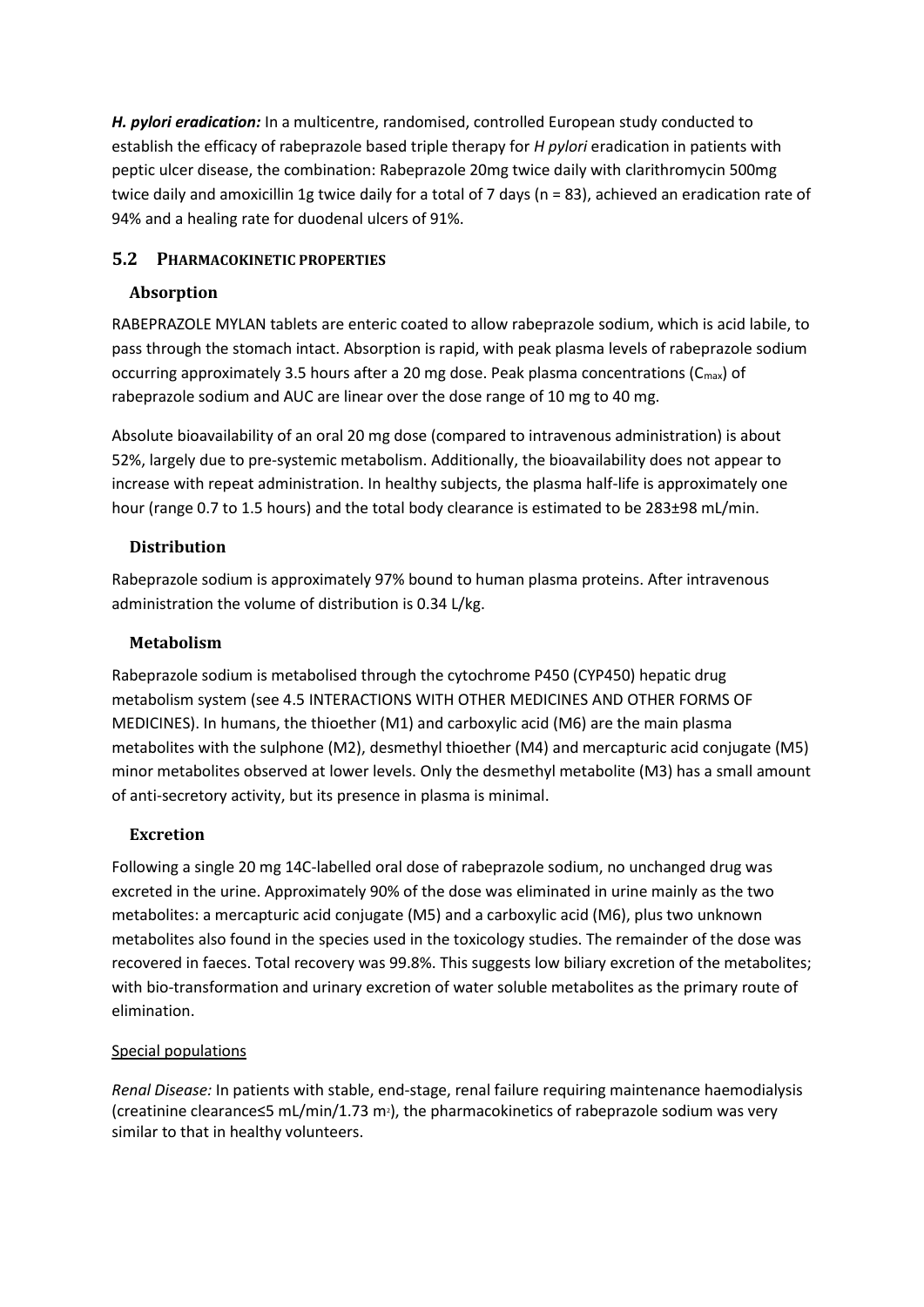***H. pylori eradication:*** In a multicentre, randomised, controlled European study conducted to establish the efficacy of rabeprazole based triple therapy for *H pylori* eradication in patients with peptic ulcer disease, the combination: Rabeprazole 20mg twice daily with clarithromycin 500mg twice daily and amoxicillin 1g twice daily for a total of 7 days (n = 83), achieved an eradication rate of 94% and a healing rate for duodenal ulcers of 91%.

## 5.2 PHARMACOKINETIC PROPERTIES

### Absorption

RABEPRAZOLE MYLAN tablets are enteric coated to allow rabeprazole sodium, which is acid labile, to pass through the stomach intact. Absorption is rapid, with peak plasma levels of rabeprazole sodium occurring approximately 3.5 hours after a 20 mg dose. Peak plasma concentrations ($C_{max}$) of rabeprazole sodium and AUC are linear over the dose range of 10 mg to 40 mg.

Absolute bioavailability of an oral 20 mg dose (compared to intravenous administration) is about 52%, largely due to pre-systemic metabolism. Additionally, the bioavailability does not appear to increase with repeat administration. In healthy subjects, the plasma half-life is approximately one hour (range 0.7 to 1.5 hours) and the total body clearance is estimated to be 283±98 mL/min.

### Distribution

Rabeprazole sodium is approximately 97% bound to human plasma proteins. After intravenous administration the volume of distribution is 0.34 L/kg.

### Metabolism

Rabeprazole sodium is metabolised through the cytochrome P450 (CYP450) hepatic drug metabolism system (see 4.5 INTERACTIONS WITH OTHER MEDICINES AND OTHER FORMS OF MEDICINES). In humans, the thioether (M1) and carboxylic acid (M6) are the main plasma metabolites with the sulphone (M2), desmethyl thioether (M4) and mercapturic acid conjugate (M5) minor metabolites observed at lower levels. Only the desmethyl metabolite (M3) has a small amount of anti-secretory activity, but its presence in plasma is minimal.

### Excretion

Following a single 20 mg 14C-labelled oral dose of rabeprazole sodium, no unchanged drug was excreted in the urine. Approximately 90% of the dose was eliminated in urine mainly as the two metabolites: a mercapturic acid conjugate (M5) and a carboxylic acid (M6), plus two unknown metabolites also found in the species used in the toxicology studies. The remainder of the dose was recovered in faeces. Total recovery was 99.8%. This suggests low biliary excretion of the metabolites; with bio-transformation and urinary excretion of water soluble metabolites as the primary route of elimination.

Special populations

*Renal Disease:* In patients with stable, end-stage, renal failure requiring maintenance haemodialysis (creatinine clearance≤5 mL/min/1.73 $m^2$), the pharmacokinetics of rabeprazole sodium was very similar to that in healthy volunteers.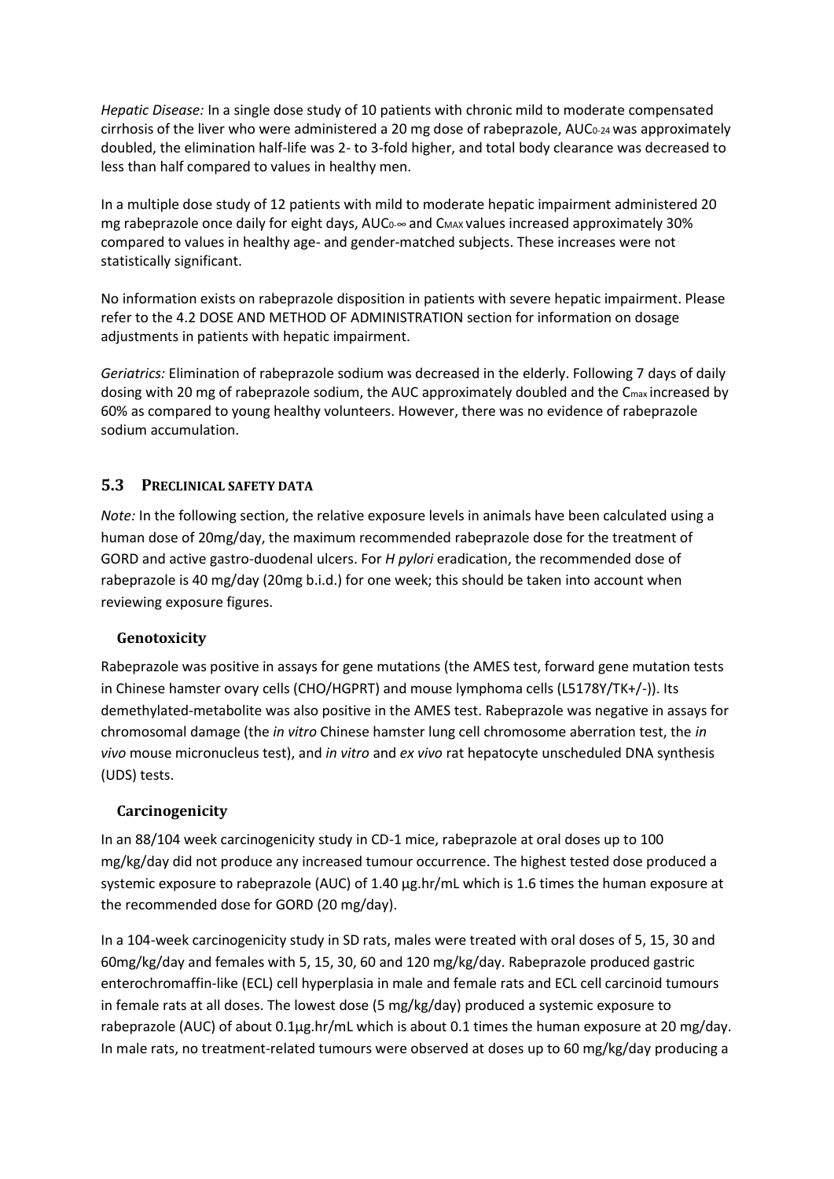*Hepatic Disease:* In a single dose study of 10 patients with chronic mild to moderate compensated cirrhosis of the liver who were administered a 20 mg dose of rabeprazole, $AUC_{0\text{-}24}$ was approximately doubled, the elimination half-life was 2- to 3-fold higher, and total body clearance was decreased to less than half compared to values in healthy men.

In a multiple dose study of 12 patients with mild to moderate hepatic impairment administered 20 mg rabeprazole once daily for eight days, $AUC_{0\text{-}\infty}$ and $C_{MAX}$ values increased approximately 30% compared to values in healthy age- and gender-matched subjects. These increases were not statistically significant.

No information exists on rabeprazole disposition in patients with severe hepatic impairment. Please refer to the 4.2 DOSE AND METHOD OF ADMINISTRATION section for information on dosage adjustments in patients with hepatic impairment.

*Geriatrics:* Elimination of rabeprazole sodium was decreased in the elderly. Following 7 days of daily dosing with 20 mg of rabeprazole sodium, the AUC approximately doubled and the $C_{max}$ increased by 60% as compared to young healthy volunteers. However, there was no evidence of rabeprazole sodium accumulation.

## 5.3 PRECLINICAL SAFETY DATA

*Note:* In the following section, the relative exposure levels in animals have been calculated using a human dose of 20mg/day, the maximum recommended rabeprazole dose for the treatment of GORD and active gastro-duodenal ulcers. For *H pylori* eradication, the recommended dose of rabeprazole is 40 mg/day (20mg b.i.d.) for one week; this should be taken into account when reviewing exposure figures.

### Genotoxicity

Rabeprazole was positive in assays for gene mutations (the AMES test, forward gene mutation tests in Chinese hamster ovary cells (CHO/HGPRT) and mouse lymphoma cells (L5178Y/TK+/-)). Its demethylated-metabolite was also positive in the AMES test. Rabeprazole was negative in assays for chromosomal damage (the *in vitro* Chinese hamster lung cell chromosome aberration test, the *in vivo* mouse micronucleus test), and *in vitro* and *ex vivo* rat hepatocyte unscheduled DNA synthesis (UDS) tests.

### Carcinogenicity

In an 88/104 week carcinogenicity study in CD-1 mice, rabeprazole at oral doses up to 100 mg/kg/day did not produce any increased tumour occurrence. The highest tested dose produced a systemic exposure to rabeprazole (AUC) of 1.40 µg.hr/mL which is 1.6 times the human exposure at the recommended dose for GORD (20 mg/day).

In a 104-week carcinogenicity study in SD rats, males were treated with oral doses of 5, 15, 30 and 60mg/kg/day and females with 5, 15, 30, 60 and 120 mg/kg/day. Rabeprazole produced gastric enterochromaffin-like (ECL) cell hyperplasia in male and female rats and ECL cell carcinoid tumours in female rats at all doses. The lowest dose (5 mg/kg/day) produced a systemic exposure to rabeprazole (AUC) of about 0.1µg.hr/mL which is about 0.1 times the human exposure at 20 mg/day. In male rats, no treatment-related tumours were observed at doses up to 60 mg/kg/day producing a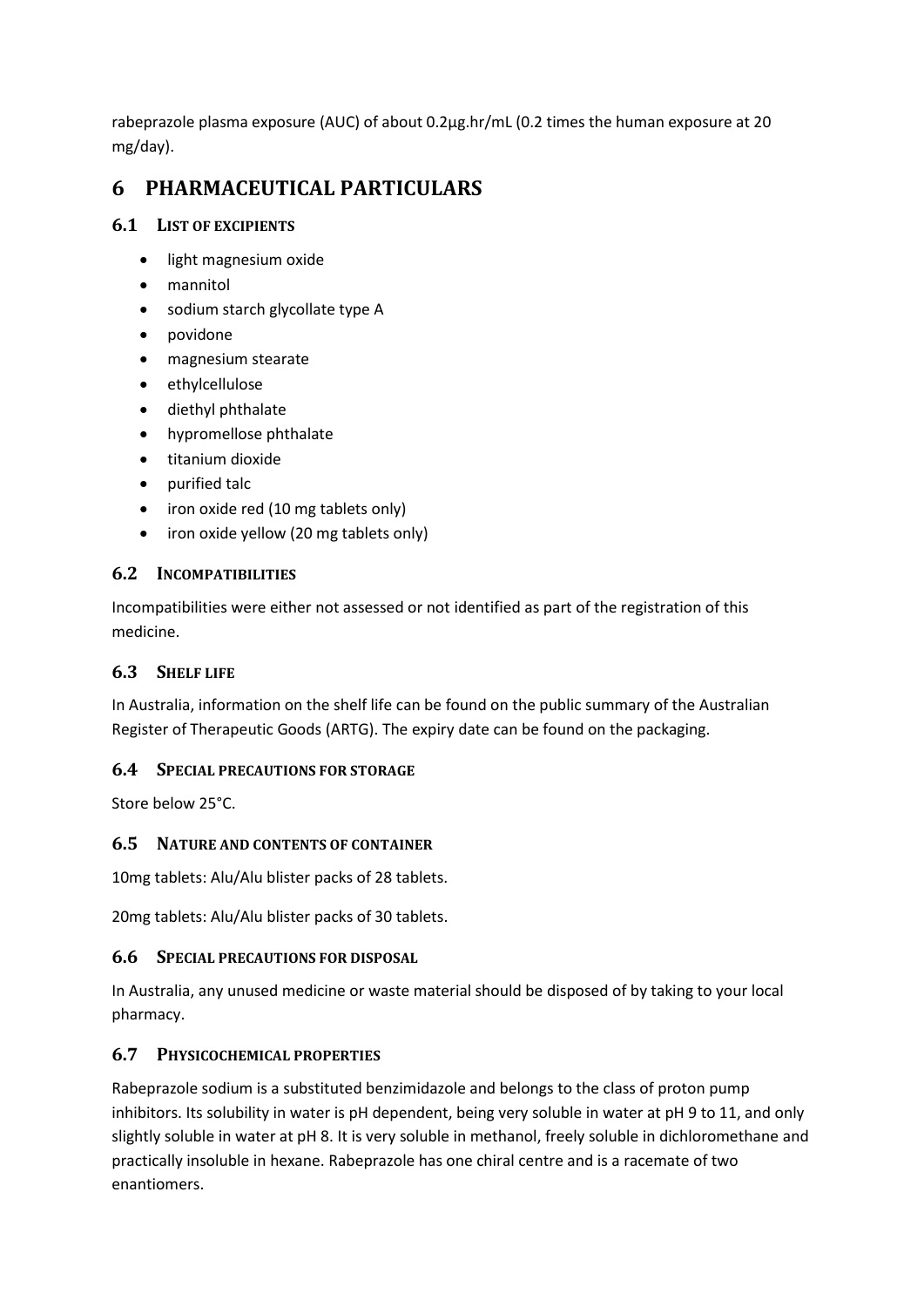rabeprazole plasma exposure (AUC) of about 0.2µg.hr/mL (0.2 times the human exposure at 20 mg/day).

# 6 PHARMACEUTICAL PARTICULARS

## 6.1 List of excipients

- light magnesium oxide
- mannitol
- sodium starch glycollate type A
- povidone
- magnesium stearate
- ethylcellulose
- diethyl phthalate
- hypromellose phthalate
- titanium dioxide
- purified talc
- iron oxide red (10 mg tablets only)
- iron oxide yellow (20 mg tablets only)

## 6.2 Incompatibilities

Incompatibilities were either not assessed or not identified as part of the registration of this medicine.

## 6.3 Shelf life

In Australia, information on the shelf life can be found on the public summary of the Australian Register of Therapeutic Goods (ARTG). The expiry date can be found on the packaging.

## 6.4 Special precautions for storage

Store below 25°C.

## 6.5 Nature and contents of container

10mg tablets: Alu/Alu blister packs of 28 tablets.

20mg tablets: Alu/Alu blister packs of 30 tablets.

## 6.6 Special precautions for disposal

In Australia, any unused medicine or waste material should be disposed of by taking to your local pharmacy.

## 6.7 Physicochemical properties

Rabeprazole sodium is a substituted benzimidazole and belongs to the class of proton pump inhibitors. Its solubility in water is pH dependent, being very soluble in water at pH 9 to 11, and only slightly soluble in water at pH 8. It is very soluble in methanol, freely soluble in dichloromethane and practically insoluble in hexane. Rabeprazole has one chiral centre and is a racemate of two enantiomers.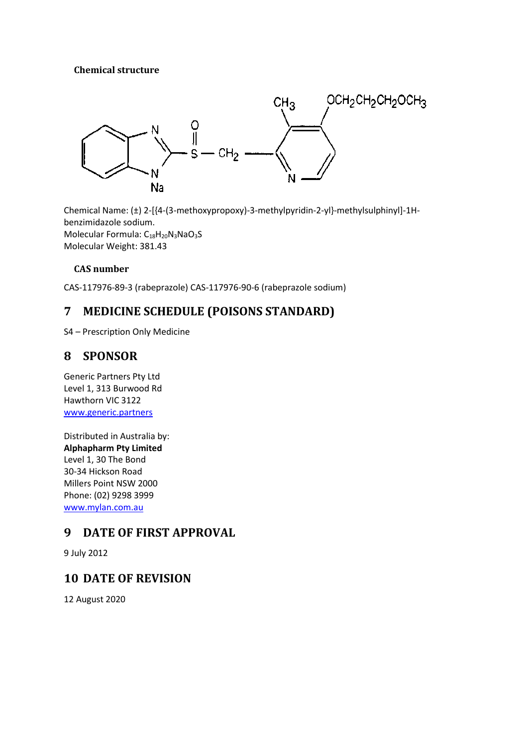**Chemical structure**

Chemical Name: (±) 2-[{4-(3-methoxypropoxy)-3-methylpyridin-2-yl}-methylsulphinyl]-1H-benzimidazole sodium.
Molecular Formula: $C_{18}H_{20}N_3NaO_3S$
Molecular Weight: 381.43

**CAS number**

CAS-117976-89-3 (rabeprazole) CAS-117976-90-6 (rabeprazole sodium)

## 7 MEDICINE SCHEDULE (POISONS STANDARD)

S4 – Prescription Only Medicine

## 8 SPONSOR

Generic Partners Pty Ltd
Level 1, 313 Burwood Rd
Hawthorn VIC 3122
www.generic.partners

Distributed in Australia by:
**Alphapharm Pty Limited**
Level 1, 30 The Bond
30-34 Hickson Road
Millers Point NSW 2000
Phone: (02) 9298 3999
www.mylan.com.au

## 9 DATE OF FIRST APPROVAL

9 July 2012

## 10 DATE OF REVISION

12 August 2020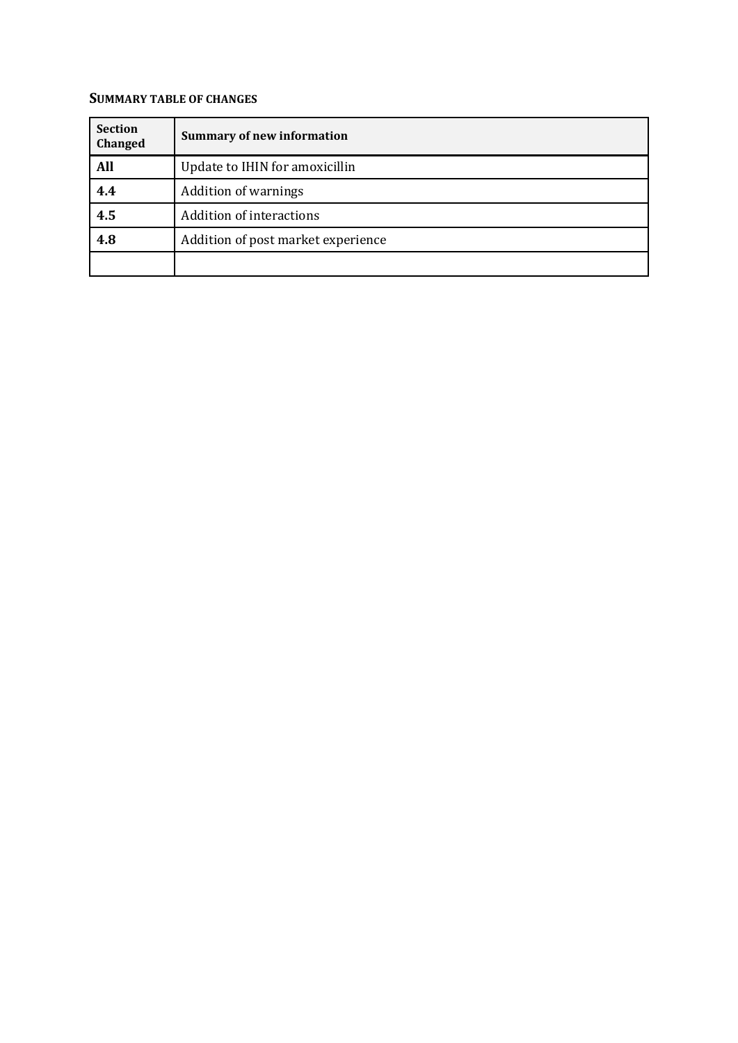**SUMMARY TABLE OF CHANGES**

| Section Changed | Summary of new information |
|---|---|
| **All** | Update to IHIN for amoxicillin |
| **4.4** | Addition of warnings |
| **4.5** | Addition of interactions |
| **4.8** | Addition of post market experience |
| | |